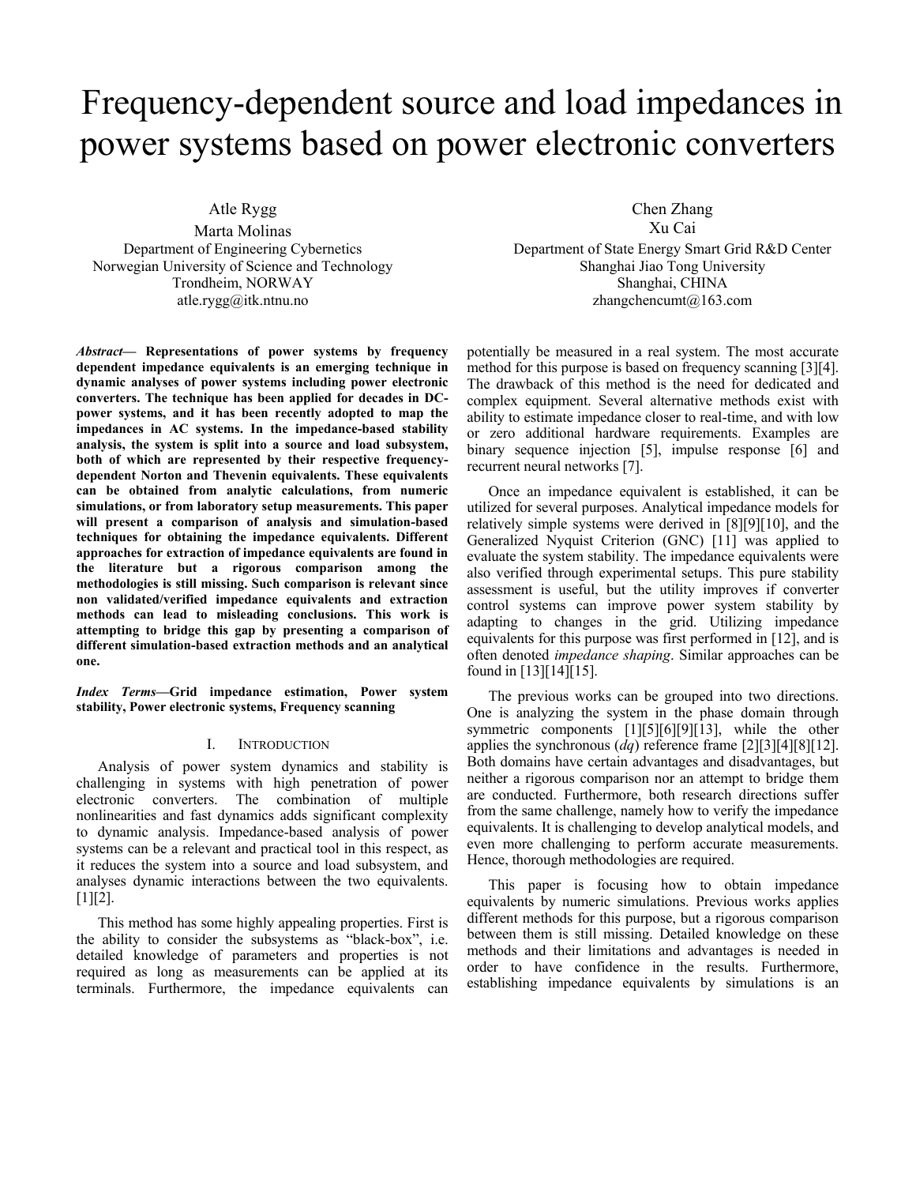# Frequency-dependent source and load impedances in power systems based on power electronic converters

Atle Rygg
Marta Molinas
Department of Engineering Cybernetics
Norwegian University of Science and Technology
Trondheim, NORWAY
atle.rygg@itk.ntnu.no

Chen Zhang
Xu Cai
Department of State Energy Smart Grid R&D Center
Shanghai Jiao Tong University
Shanghai, CHINA
zhangchencumt@163.com

***Abstract*— Representations of power systems by frequency dependent impedance equivalents is an emerging technique in dynamic analyses of power systems including power electronic converters. The technique has been applied for decades in DC-power systems, and it has been recently adopted to map the impedances in AC systems. In the impedance-based stability analysis, the system is split into a source and load subsystem, both of which are represented by their respective frequency-dependent Norton and Thevenin equivalents. These equivalents can be obtained from analytic calculations, from numeric simulations, or from laboratory setup measurements. This paper will present a comparison of analysis and simulation-based techniques for obtaining the impedance equivalents. Different approaches for extraction of impedance equivalents are found in the literature but a rigorous comparison among the methodologies is still missing. Such comparison is relevant since non validated/verified impedance equivalents and extraction methods can lead to misleading conclusions. This work is attempting to bridge this gap by presenting a comparison of different simulation-based extraction methods and an analytical one.**

***Index Terms*—Grid impedance estimation, Power system stability, Power electronic systems, Frequency scanning**

## I. Introduction

Analysis of power system dynamics and stability is challenging in systems with high penetration of power electronic converters. The combination of multiple nonlinearities and fast dynamics adds significant complexity to dynamic analysis. Impedance-based analysis of power systems can be a relevant and practical tool in this respect, as it reduces the system into a source and load subsystem, and analyses dynamic interactions between the two equivalents. [1][2].

This method has some highly appealing properties. First is the ability to consider the subsystems as "black-box", i.e. detailed knowledge of parameters and properties is not required as long as measurements can be applied at its terminals. Furthermore, the impedance equivalents can potentially be measured in a real system. The most accurate method for this purpose is based on frequency scanning [3][4]. The drawback of this method is the need for dedicated and complex equipment. Several alternative methods exist with ability to estimate impedance closer to real-time, and with low or zero additional hardware requirements. Examples are binary sequence injection [5], impulse response [6] and recurrent neural networks [7].

Once an impedance equivalent is established, it can be utilized for several purposes. Analytical impedance models for relatively simple systems were derived in [8][9][10], and the Generalized Nyquist Criterion (GNC) [11] was applied to evaluate the system stability. The impedance equivalents were also verified through experimental setups. This pure stability assessment is useful, but the utility improves if converter control systems can improve power system stability by adapting to changes in the grid. Utilizing impedance equivalents for this purpose was first performed in [12], and is often denoted *impedance shaping*. Similar approaches can be found in [13][14][15].

The previous works can be grouped into two directions. One is analyzing the system in the phase domain through symmetric components [1][5][6][9][13], while the other applies the synchronous (*dq*) reference frame [2][3][4][8][12]. Both domains have certain advantages and disadvantages, but neither a rigorous comparison nor an attempt to bridge them are conducted. Furthermore, both research directions suffer from the same challenge, namely how to verify the impedance equivalents. It is challenging to develop analytical models, and even more challenging to perform accurate measurements. Hence, thorough methodologies are required.

This paper is focusing how to obtain impedance equivalents by numeric simulations. Previous works applies different methods for this purpose, but a rigorous comparison between them is still missing. Detailed knowledge on these methods and their limitations and advantages is needed in order to have confidence in the results. Furthermore, establishing impedance equivalents by simulations is an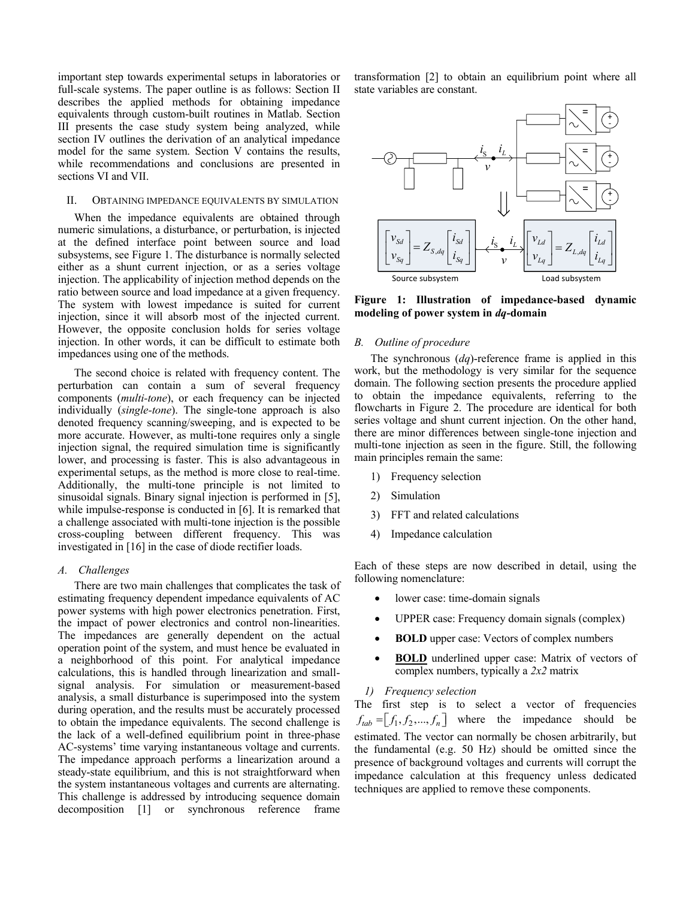important step towards experimental setups in laboratories or full-scale systems. The paper outline is as follows: Section II describes the applied methods for obtaining impedance equivalents through custom-built routines in Matlab. Section III presents the case study system being analyzed, while section IV outlines the derivation of an analytical impedance model for the same system. Section V contains the results, while recommendations and conclusions are presented in sections VI and VII.

## II. Obtaining impedance equivalents by simulation

When the impedance equivalents are obtained through numeric simulations, a disturbance, or perturbation, is injected at the defined interface point between source and load subsystems, see Figure 1. The disturbance is normally selected either as a shunt current injection, or as a series voltage injection. The applicability of injection method depends on the ratio between source and load impedance at a given frequency. The system with lowest impedance is suited for current injection, since it will absorb most of the injected current. However, the opposite conclusion holds for series voltage injection. In other words, it can be difficult to estimate both impedances using one of the methods.

The second choice is related with frequency content. The perturbation can contain a sum of several frequency components (*multi-tone*), or each frequency can be injected individually (*single-tone*). The single-tone approach is also denoted frequency scanning/sweeping, and is expected to be more accurate. However, as multi-tone requires only a single injection signal, the required simulation time is significantly lower, and processing is faster. This is also advantageous in experimental setups, as the method is more close to real-time. Additionally, the multi-tone principle is not limited to sinusoidal signals. Binary signal injection is performed in [5], while impulse-response is conducted in [6]. It is remarked that a challenge associated with multi-tone injection is the possible cross-coupling between different frequency. This was investigated in [16] in the case of diode rectifier loads.

### A. Challenges

There are two main challenges that complicates the task of estimating frequency dependent impedance equivalents of AC power systems with high power electronics penetration. First, the impact of power electronics and control non-linearities. The impedances are generally dependent on the actual operation point of the system, and must hence be evaluated in a neighborhood of this point. For analytical impedance calculations, this is handled through linearization and small-signal analysis. For simulation or measurement-based analysis, a small disturbance is superimposed into the system during operation, and the results must be accurately processed to obtain the impedance equivalents. The second challenge is the lack of a well-defined equilibrium point in three-phase AC-systems' time varying instantaneous voltage and currents. The impedance approach performs a linearization around a steady-state equilibrium, and this is not straightforward when the system instantaneous voltages and currents are alternating. This challenge is addressed by introducing sequence domain decomposition [1] or synchronous reference frame transformation [2] to obtain an equilibrium point where all state variables are constant.

$i_S$ $i_L$ $v$

$$\begin{bmatrix} v_{Sd} \\ v_{Sq} \end{bmatrix} = Z_{S,dq} \begin{bmatrix} i_{Sd} \\ i_{Sq} \end{bmatrix} \qquad \begin{bmatrix} v_{Ld} \\ v_{Lq} \end{bmatrix} = Z_{L,dq} \begin{bmatrix} i_{Ld} \\ i_{Lq} \end{bmatrix}$$

Source subsystem

Load subsystem

**Figure 1: Illustration of impedance-based dynamic modeling of power system in *dq*-domain**

### B. Outline of procedure

The synchronous (*dq*)-reference frame is applied in this work, but the methodology is very similar for the sequence domain. The following section presents the procedure applied to obtain the impedance equivalents, referring to the flowcharts in Figure 2. The procedure are identical for both series voltage and shunt current injection. On the other hand, there are minor differences between single-tone injection and multi-tone injection as seen in the figure. Still, the following main principles remain the same:

1) Frequency selection
2) Simulation
3) FFT and related calculations
4) Impedance calculation

Each of these steps are now described in detail, using the following nomenclature:

- lower case: time-domain signals
- UPPER case: Frequency domain signals (complex)
- **BOLD** upper case: Vectors of complex numbers
- **BOLD** underlined upper case: Matrix of vectors of complex numbers, typically a *2x2* matrix

#### 1) Frequency selection

The first step is to select a vector of frequencies $f_{tab} = [f_1, f_2, ..., f_n]$ where the impedance should be estimated. The vector can normally be chosen arbitrarily, but the fundamental (e.g. 50 Hz) should be omitted since the presence of background voltages and currents will corrupt the impedance calculation at this frequency unless dedicated techniques are applied to remove these components.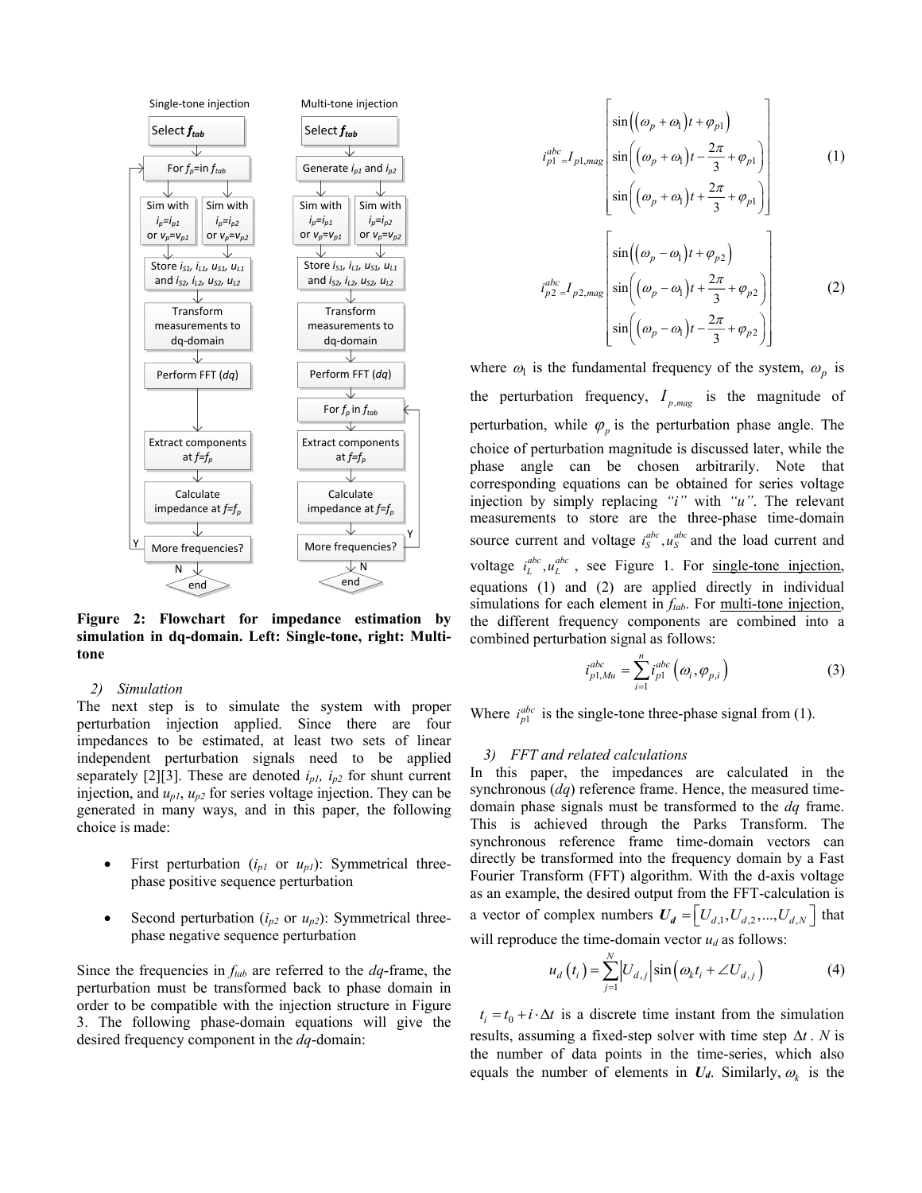Figure 2: Flowchart for impedance estimation by simulation in dq-domain. Left: Single-tone, right: Multi-tone

*2) Simulation*

The next step is to simulate the system with proper perturbation injection applied. Since there are four impedances to be estimated, at least two sets of linear independent perturbation signals need to be applied separately [2][3]. These are denoted $i_{p1}$, $i_{p2}$ for shunt current injection, and $u_{p1}$, $u_{p2}$ for series voltage injection. They can be generated in many ways, and in this paper, the following choice is made:

- First perturbation ($i_{p1}$ or $u_{p1}$): Symmetrical three-phase positive sequence perturbation
- Second perturbation ($i_{p2}$ or $u_{p2}$): Symmetrical three-phase negative sequence perturbation

Since the frequencies in $f_{tab}$ are referred to the *dq*-frame, the perturbation must be transformed back to phase domain in order to be compatible with the injection structure in Figure 3. The following phase-domain equations will give the desired frequency component in the *dq*-domain:

$$i_{p1}^{abc} = I_{p1,mag}\begin{bmatrix}\sin\left(\left(\omega_p+\omega_1\right)t+\varphi_{p1}\right)\\ \sin\left(\left(\omega_p+\omega_1\right)t-\frac{2\pi}{3}+\varphi_{p1}\right)\\ \sin\left(\left(\omega_p+\omega_1\right)t+\frac{2\pi}{3}+\varphi_{p1}\right)\end{bmatrix} \quad (1)$$

$$i_{p2}^{abc} = I_{p2,mag}\begin{bmatrix}\sin\left(\left(\omega_p-\omega_1\right)t+\varphi_{p2}\right)\\ \sin\left(\left(\omega_p-\omega_1\right)t+\frac{2\pi}{3}+\varphi_{p2}\right)\\ \sin\left(\left(\omega_p-\omega_1\right)t-\frac{2\pi}{3}+\varphi_{p2}\right)\end{bmatrix} \quad (2)$$

where $\omega_1$ is the fundamental frequency of the system, $\omega_p$ is the perturbation frequency, $I_{p,mag}$ is the magnitude of perturbation, while $\varphi_p$ is the perturbation phase angle. The choice of perturbation magnitude is discussed later, while the phase angle can be chosen arbitrarily. Note that corresponding equations can be obtained for series voltage injection by simply replacing *"i"* with *"u"*. The relevant measurements to store are the three-phase time-domain source current and voltage $i_S^{abc}, u_S^{abc}$ and the load current and voltage $i_L^{abc}, u_L^{abc}$, see Figure 1. For single-tone injection, equations (1) and (2) are applied directly in individual simulations for each element in $f_{tab}$. For multi-tone injection, the different frequency components are combined into a combined perturbation signal as follows:

$$i_{p1,Mu}^{abc} = \sum_{i=1}^{n} i_{p1}^{abc}\left(\omega_i, \varphi_{p,i}\right) \quad (3)$$

Where $i_{p1}^{abc}$ is the single-tone three-phase signal from (1).

*3) FFT and related calculations*

In this paper, the impedances are calculated in the synchronous (*dq*) reference frame. Hence, the measured time-domain phase signals must be transformed to the *dq* frame. This is achieved through the Parks Transform. The synchronous reference frame time-domain vectors can directly be transformed into the frequency domain by a Fast Fourier Transform (FFT) algorithm. With the d-axis voltage as an example, the desired output from the FFT-calculation is a vector of complex numbers $\boldsymbol{U_d} = \left[U_{d,1}, U_{d,2}, ..., U_{d,N}\right]$ that will reproduce the time-domain vector $u_d$ as follows:

$$u_d\left(t_i\right) = \sum_{j=1}^{N}\left|U_{d,j}\right|\sin\left(\omega_k t_i + \angle U_{d,j}\right) \quad (4)$$

$t_i = t_0 + i\cdot\Delta t$ is a discrete time instant from the simulation results, assuming a fixed-step solver with time step $\Delta t$. $N$ is the number of data points in the time-series, which also equals the number of elements in $\boldsymbol{U_d}$. Similarly, $\omega_k$ is the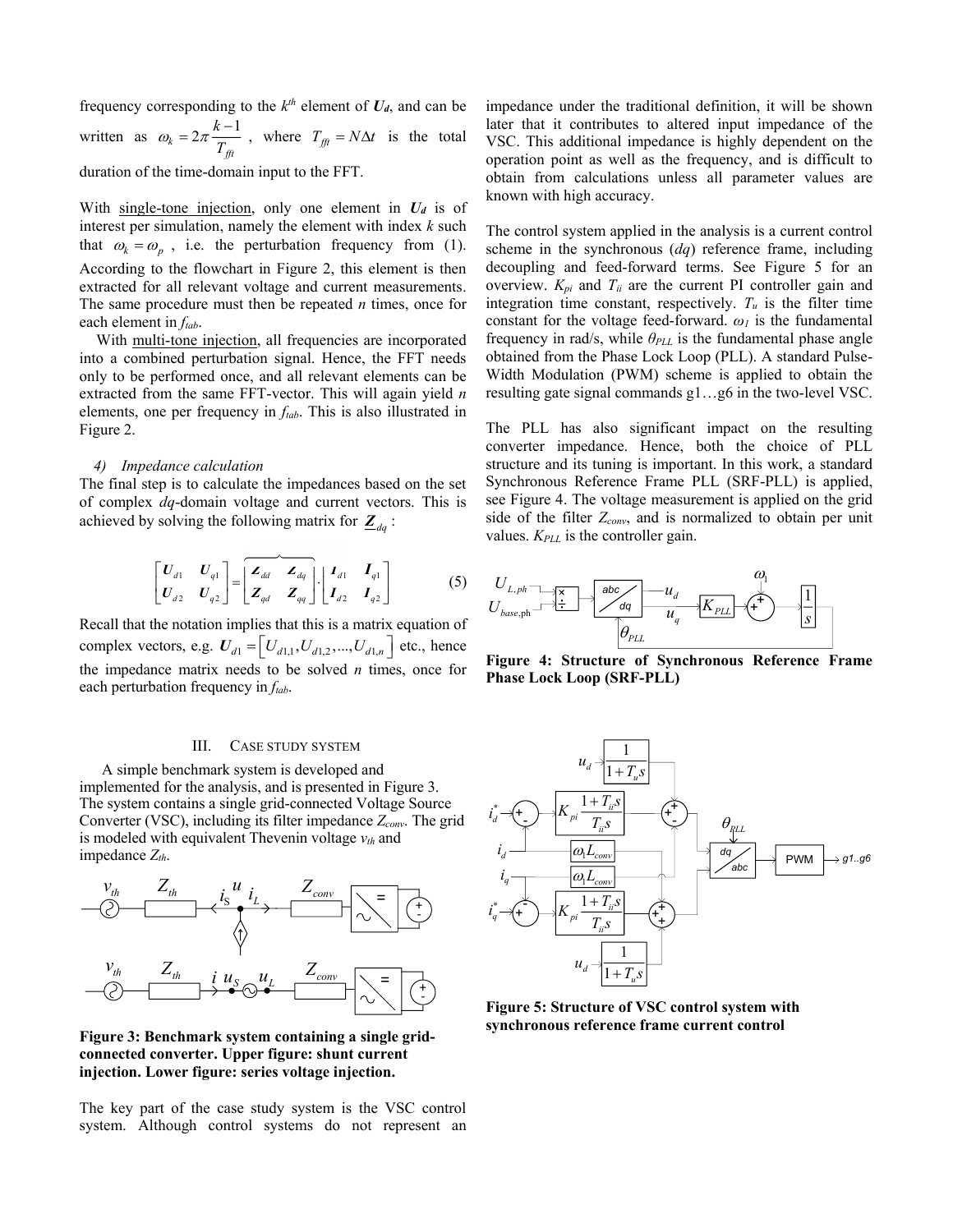frequency corresponding to the $k^{th}$ element of $\boldsymbol{U_d}$, and can be written as $\omega_k = 2\pi \frac{k-1}{T_{fft}}$ , where $T_{fft} = N\Delta t$ is the total duration of the time-domain input to the FFT.

With single-tone injection, only one element in $\boldsymbol{U_d}$ is of interest per simulation, namely the element with index $k$ such that $\omega_k = \omega_p$ , i.e. the perturbation frequency from (1). According to the flowchart in Figure 2, this element is then extracted for all relevant voltage and current measurements. The same procedure must then be repeated $n$ times, once for each element in $f_{tab}$.

With multi-tone injection, all frequencies are incorporated into a combined perturbation signal. Hence, the FFT needs only to be performed once, and all relevant elements can be extracted from the same FFT-vector. This will again yield $n$ elements, one per frequency in $f_{tab}$. This is also illustrated in Figure 2.

#### 4) Impedance calculation

The final step is to calculate the impedances based on the set of complex $dq$-domain voltage and current vectors. This is achieved by solving the following matrix for $\underline{\boldsymbol{Z}}_{dq}$ :

$$\begin{bmatrix} \boldsymbol{U}_{d1} & \boldsymbol{U}_{q1} \\ \boldsymbol{U}_{d2} & \boldsymbol{U}_{q2} \end{bmatrix} = \overbrace{\begin{bmatrix} \boldsymbol{Z}_{dd} & \boldsymbol{Z}_{dq} \\ \boldsymbol{Z}_{qd} & \boldsymbol{Z}_{qq} \end{bmatrix}} \cdot \begin{bmatrix} \boldsymbol{I}_{d1} & \boldsymbol{I}_{q1} \\ \boldsymbol{I}_{d2} & \boldsymbol{I}_{q2} \end{bmatrix} \tag{5}$$

Recall that the notation implies that this is a matrix equation of complex vectors, e.g. $\boldsymbol{U}_{d1} = \left[U_{d1,1}, U_{d1,2}, ..., U_{d1,n}\right]$ etc., hence the impedance matrix needs to be solved $n$ times, once for each perturbation frequency in $f_{tab}$.

## III. Case study system

A simple benchmark system is developed and implemented for the analysis, and is presented in Figure 3. The system contains a single grid-connected Voltage Source Converter (VSC), including its filter impedance $Z_{conv}$. The grid is modeled with equivalent Thevenin voltage $v_{th}$ and impedance $Z_{th}$.

**Figure 3: Benchmark system containing a single grid-connected converter. Upper figure: shunt current injection. Lower figure: series voltage injection.**

The key part of the case study system is the VSC control system. Although control systems do not represent an impedance under the traditional definition, it will be shown later that it contributes to altered input impedance of the VSC. This additional impedance is highly dependent on the operation point as well as the frequency, and is difficult to obtain from calculations unless all parameter values are known with high accuracy.

The control system applied in the analysis is a current control scheme in the synchronous ($dq$) reference frame, including decoupling and feed-forward terms. See Figure 5 for an overview. $K_{pi}$ and $T_{ii}$ are the current PI controller gain and integration time constant, respectively. $T_u$ is the filter time constant for the voltage feed-forward. $\omega_1$ is the fundamental frequency in rad/s, while $\theta_{PLL}$ is the fundamental phase angle obtained from the Phase Lock Loop (PLL). A standard Pulse-Width Modulation (PWM) scheme is applied to obtain the resulting gate signal commands g1…g6 in the two-level VSC.

The PLL has also significant impact on the resulting converter impedance. Hence, both the choice of PLL structure and its tuning is important. In this work, a standard Synchronous Reference Frame PLL (SRF-PLL) is applied, see Figure 4. The voltage measurement is applied on the grid side of the filter $Z_{conv}$, and is normalized to obtain per unit values. $K_{PLL}$ is the controller gain.

**Figure 4: Structure of Synchronous Reference Frame Phase Lock Loop (SRF-PLL)**

**Figure 5: Structure of VSC control system with synchronous reference frame current control**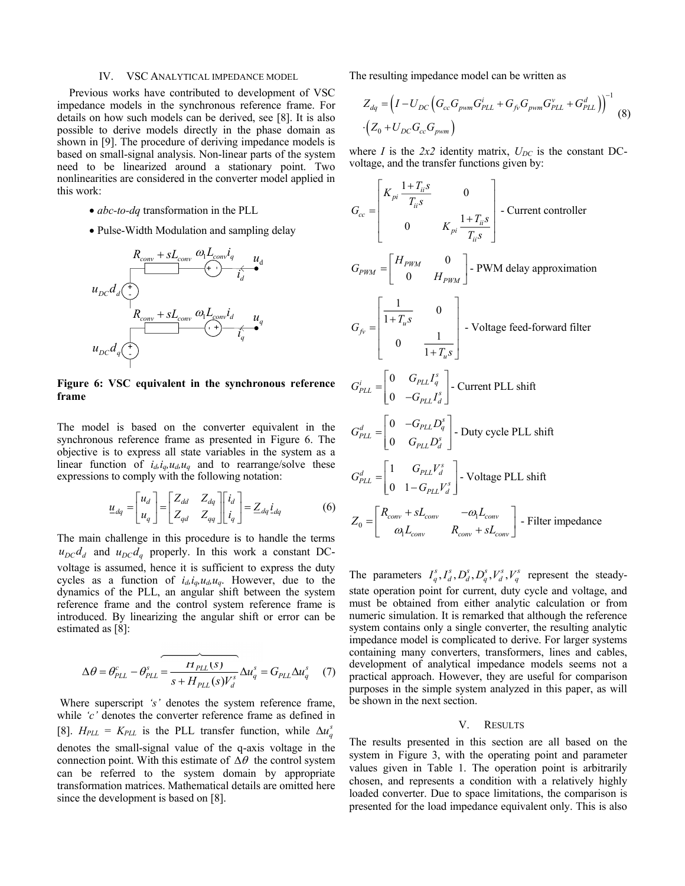## IV. VSC ANALYTICAL IMPEDANCE MODEL

Previous works have contributed to development of VSC impedance models in the synchronous reference frame. For details on how such models can be derived, see [8]. It is also possible to derive models directly in the phase domain as shown in [9]. The procedure of deriving impedance models is based on small-signal analysis. Non-linear parts of the system need to be linearized around a stationary point. Two nonlinearities are considered in the converter model applied in this work:

- *abc-to-dq* transformation in the PLL
- Pulse-Width Modulation and sampling delay

**Figure 6: VSC equivalent in the synchronous reference frame**

The model is based on the converter equivalent in the synchronous reference frame as presented in Figure 6. The objective is to express all state variables in the system as a linear function of $i_d, i_q, u_d, u_q$ and to rearrange/solve these expressions to comply with the following notation:

$$\underline{u}_{dq} = \begin{bmatrix} u_d \\ u_q \end{bmatrix} = \begin{bmatrix} Z_{dd} & Z_{dq} \\ Z_{qd} & Z_{qq} \end{bmatrix} \begin{bmatrix} i_d \\ i_q \end{bmatrix} = Z_{dq} \underline{i}_{dq} \tag{6}$$

The main challenge in this procedure is to handle the terms $u_{DC}d_d$ and $u_{DC}d_q$ properly. In this work a constant DC-voltage is assumed, hence it is sufficient to express the duty cycles as a function of $i_d, i_q, u_d, u_q$. However, due to the dynamics of the PLL, an angular shift between the system reference frame and the control system reference frame is introduced. By linearizing the angular shift or error can be estimated as [8]:

$$\Delta\theta = \theta_{PLL}^c - \theta_{PLL}^s = \overbrace{\frac{H_{PLL}(s)}{s + H_{PLL}(s) V_d^s}} \Delta u_q^s = G_{PLL} \Delta u_q^s \tag{7}$$

Where superscript *'s'* denotes the system reference frame, while *'c'* denotes the converter reference frame as defined in [8]. $H_{PLL} = K_{PLL}$ is the PLL transfer function, while $\Delta u_q^s$ denotes the small-signal value of the q-axis voltage in the connection point. With this estimate of $\Delta\theta$ the control system can be referred to the system domain by appropriate transformation matrices. Mathematical details are omitted here since the development is based on [8].

The resulting impedance model can be written as

$$Z_{dq} = \left( I - U_{DC} \left( G_{cc} G_{pwm} G_{PLL}^i + G_{fv} G_{pwm} G_{PLL}^v + G_{PLL}^d \right) \right)^{-1} \cdot \left( Z_0 + U_{DC} G_{cc} G_{pwm} \right) \tag{8}$$

where $I$ is the *2x2* identity matrix, $U_{DC}$ is the constant DC-voltage, and the transfer functions given by:

$$G_{cc} = \begin{bmatrix} K_{pi} \frac{1 + T_{ii}s}{T_{ii}s} & 0 \\ 0 & K_{pi} \frac{1 + T_{ii}s}{T_{ii}s} \end{bmatrix} \text{ - Current controller}$$

$$G_{PWM} = \begin{bmatrix} H_{PWM} & 0 \\ 0 & H_{PWM} \end{bmatrix} \text{ - PWM delay approximation}$$

$$G_{fv} = \begin{bmatrix} \frac{1}{1 + T_u s} & 0 \\ 0 & \frac{1}{1 + T_u s} \end{bmatrix} \text{ - Voltage feed-forward filter}$$

$$G_{PLL}^i = \begin{bmatrix} 0 & G_{PLL} I_q^s \\ 0 & -G_{PLL} I_d^s \end{bmatrix} \text{ - Current PLL shift}$$

$$G_{PLL}^d = \begin{bmatrix} 0 & -G_{PLL} D_q^s \\ 0 & G_{PLL} D_d^s \end{bmatrix} \text{ - Duty cycle PLL shift}$$

$$G_{PLL}^d = \begin{bmatrix} 1 & G_{PLL} V_d^s \\ 0 & 1 - G_{PLL} V_d^s \end{bmatrix} \text{ - Voltage PLL shift}$$

$$Z_0 = \begin{bmatrix} R_{conv} + sL_{conv} & -\omega_1 L_{conv} \\ \omega_1 L_{conv} & R_{conv} + sL_{conv} \end{bmatrix} \text{ - Filter impedance}$$

The parameters $I_q^s, I_d^s, D_d^s, D_q^s, V_d^s, V_q^s$ represent the steady-state operation point for current, duty cycle and voltage, and must be obtained from either analytic calculation or from numeric simulation. It is remarked that although the reference system contains only a single converter, the resulting analytic impedance model is complicated to derive. For larger systems containing many converters, transformers, lines and cables, development of analytical impedance models seems not a practical approach. However, they are useful for comparison purposes in the simple system analyzed in this paper, as will be shown in the next section.

## V. RESULTS

The results presented in this section are all based on the system in Figure 3, with the operating point and parameter values given in Table 1. The operation point is arbitrarily chosen, and represents a condition with a relatively highly loaded converter. Due to space limitations, the comparison is presented for the load impedance equivalent only. This is also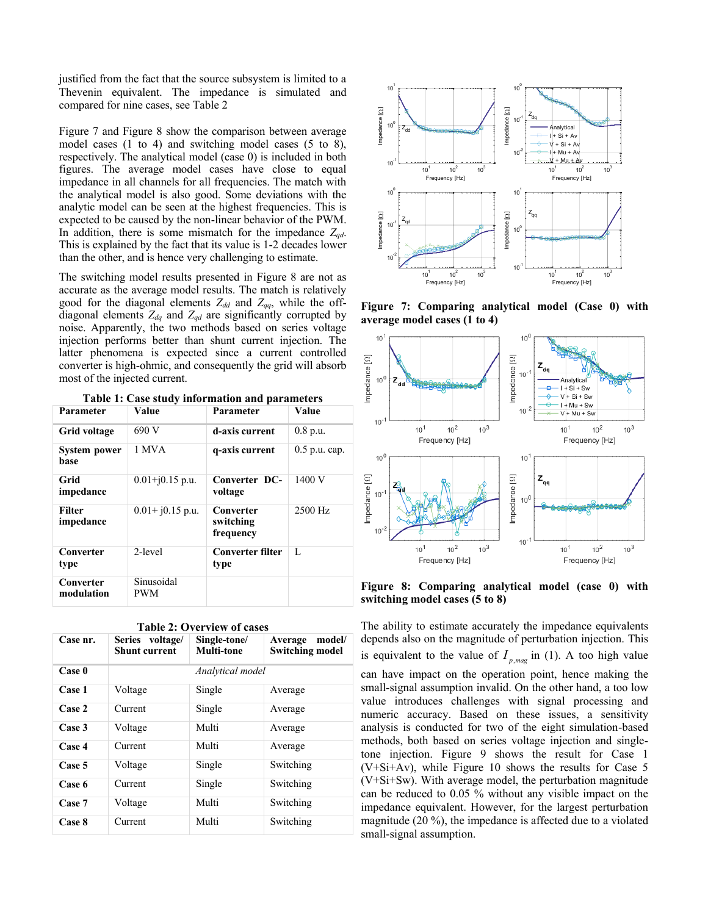justified from the fact that the source subsystem is limited to a Thevenin equivalent. The impedance is simulated and compared for nine cases, see Table 2

Figure 7 and Figure 8 show the comparison between average model cases (1 to 4) and switching model cases (5 to 8), respectively. The analytical model (case 0) is included in both figures. The average model cases have close to equal impedance in all channels for all frequencies. The match with the analytical model is also good. Some deviations with the analytic model can be seen at the highest frequencies. This is expected to be caused by the non-linear behavior of the PWM. In addition, there is some mismatch for the impedance $Z_{qd}$. This is explained by the fact that its value is 1-2 decades lower than the other, and is hence very challenging to estimate.

The switching model results presented in Figure 8 are not as accurate as the average model results. The match is relatively good for the diagonal elements $Z_{dd}$ and $Z_{qq}$, while the off-diagonal elements $Z_{dq}$ and $Z_{qd}$ are significantly corrupted by noise. Apparently, the two methods based on series voltage injection performs better than shunt current injection. The latter phenomena is expected since a current controlled converter is high-ohmic, and consequently the grid will absorb most of the injected current.

**Table 1: Case study information and parameters**

| Parameter | Value | Parameter | Value |
|---|---|---|---|
| **Grid voltage** | 690 V | **d-axis current** | 0.8 p.u. |
| **System power base** | 1 MVA | **q-axis current** | 0.5 p.u. cap. |
| **Grid impedance** | 0.01+j0.15 p.u. | **Converter DC-voltage** | 1400 V |
| **Filter impedance** | 0.01+ j0.15 p.u. | **Converter switching frequency** | 2500 Hz |
| **Converter type** | 2-level | **Converter filter type** | L |
| **Converter modulation** | Sinusoidal PWM | | |

**Table 2: Overview of cases**

| Case nr. | Series voltage/ Shunt current | Single-tone/ Multi-tone | Average model/ Switching model |
|---|---|---|---|
| **Case 0** | *Analytical model* | | |
| **Case 1** | Voltage | Single | Average |
| **Case 2** | Current | Single | Average |
| **Case 3** | Voltage | Multi | Average |
| **Case 4** | Current | Multi | Average |
| **Case 5** | Voltage | Single | Switching |
| **Case 6** | Current | Single | Switching |
| **Case 7** | Voltage | Multi | Switching |
| **Case 8** | Current | Multi | Switching |

**Figure 7: Comparing analytical model (Case 0) with average model cases (1 to 4)**

**Figure 8: Comparing analytical model (case 0) with switching model cases (5 to 8)**

The ability to estimate accurately the impedance equivalents depends also on the magnitude of perturbation injection. This is equivalent to the value of $I_{p,mag}$ in (1). A too high value can have impact on the operation point, hence making the small-signal assumption invalid. On the other hand, a too low value introduces challenges with signal processing and numeric accuracy. Based on these issues, a sensitivity analysis is conducted for two of the eight simulation-based methods, both based on series voltage injection and single-tone injection. Figure 9 shows the result for Case 1 (V+Si+Av), while Figure 10 shows the results for Case 5 (V+Si+Sw). With average model, the perturbation magnitude can be reduced to 0.05 % without any visible impact on the impedance equivalent. However, for the largest perturbation magnitude (20 %), the impedance is affected due to a violated small-signal assumption.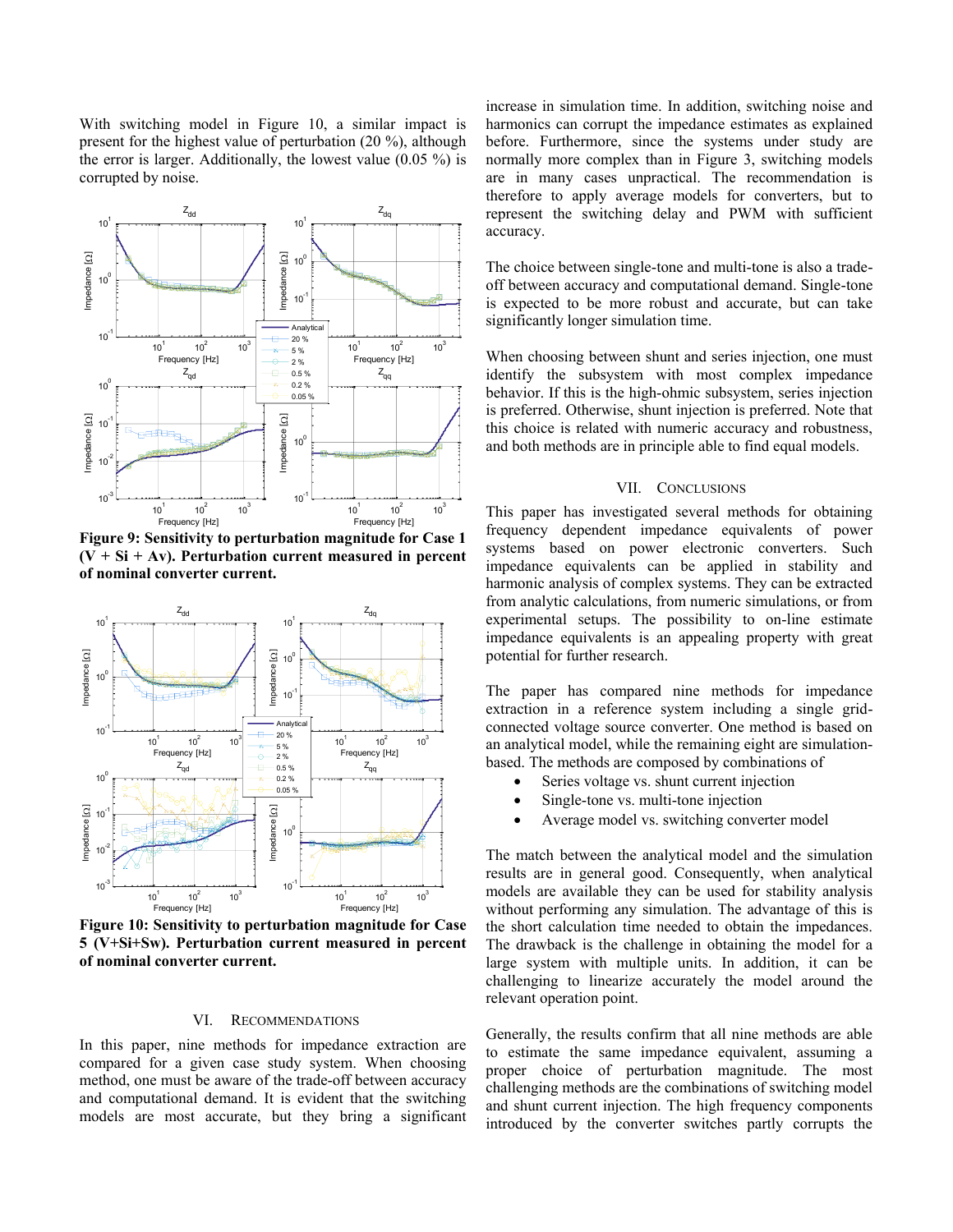With switching model in Figure 10, a similar impact is present for the highest value of perturbation (20 %), although the error is larger. Additionally, the lowest value (0.05 %) is corrupted by noise.

$Z_{dd}$
$Z_{dq}$
$Z_{qd}$
$Z_{qq}$
Impedance [Ω]
Frequency [Hz]
Analytical
20 %
5 %
2 %
0.5 %
0.2 %
0.05 %

**Figure 9: Sensitivity to perturbation magnitude for Case 1 (V + Si + Av). Perturbation current measured in percent of nominal converter current.**

$Z_{dd}$
$Z_{dq}$
$Z_{qd}$
$Z_{qq}$
Impedance [Ω]
Frequency [Hz]
Analytical
20 %
5 %
2 %
0.5 %
0.2 %
0.05 %

**Figure 10: Sensitivity to perturbation magnitude for Case 5 (V+Si+Sw). Perturbation current measured in percent of nominal converter current.**

## VI. Recommendations

In this paper, nine methods for impedance extraction are compared for a given case study system. When choosing method, one must be aware of the trade-off between accuracy and computational demand. It is evident that the switching models are most accurate, but they bring a significant increase in simulation time. In addition, switching noise and harmonics can corrupt the impedance estimates as explained before. Furthermore, since the systems under study are normally more complex than in Figure 3, switching models are in many cases unpractical. The recommendation is therefore to apply average models for converters, but to represent the switching delay and PWM with sufficient accuracy.

The choice between single-tone and multi-tone is also a trade-off between accuracy and computational demand. Single-tone is expected to be more robust and accurate, but can take significantly longer simulation time.

When choosing between shunt and series injection, one must identify the subsystem with most complex impedance behavior. If this is the high-ohmic subsystem, series injection is preferred. Otherwise, shunt injection is preferred. Note that this choice is related with numeric accuracy and robustness, and both methods are in principle able to find equal models.

## VII. Conclusions

This paper has investigated several methods for obtaining frequency dependent impedance equivalents of power systems based on power electronic converters. Such impedance equivalents can be applied in stability and harmonic analysis of complex systems. They can be extracted from analytic calculations, from numeric simulations, or from experimental setups. The possibility to on-line estimate impedance equivalents is an appealing property with great potential for further research.

The paper has compared nine methods for impedance extraction in a reference system including a single grid-connected voltage source converter. One method is based on an analytical model, while the remaining eight are simulation-based. The methods are composed by combinations of

- Series voltage vs. shunt current injection
- Single-tone vs. multi-tone injection
- Average model vs. switching converter model

The match between the analytical model and the simulation results are in general good. Consequently, when analytical models are available they can be used for stability analysis without performing any simulation. The advantage of this is the short calculation time needed to obtain the impedances. The drawback is the challenge in obtaining the model for a large system with multiple units. In addition, it can be challenging to linearize accurately the model around the relevant operation point.

Generally, the results confirm that all nine methods are able to estimate the same impedance equivalent, assuming a proper choice of perturbation magnitude. The most challenging methods are the combinations of switching model and shunt current injection. The high frequency components introduced by the converter switches partly corrupts the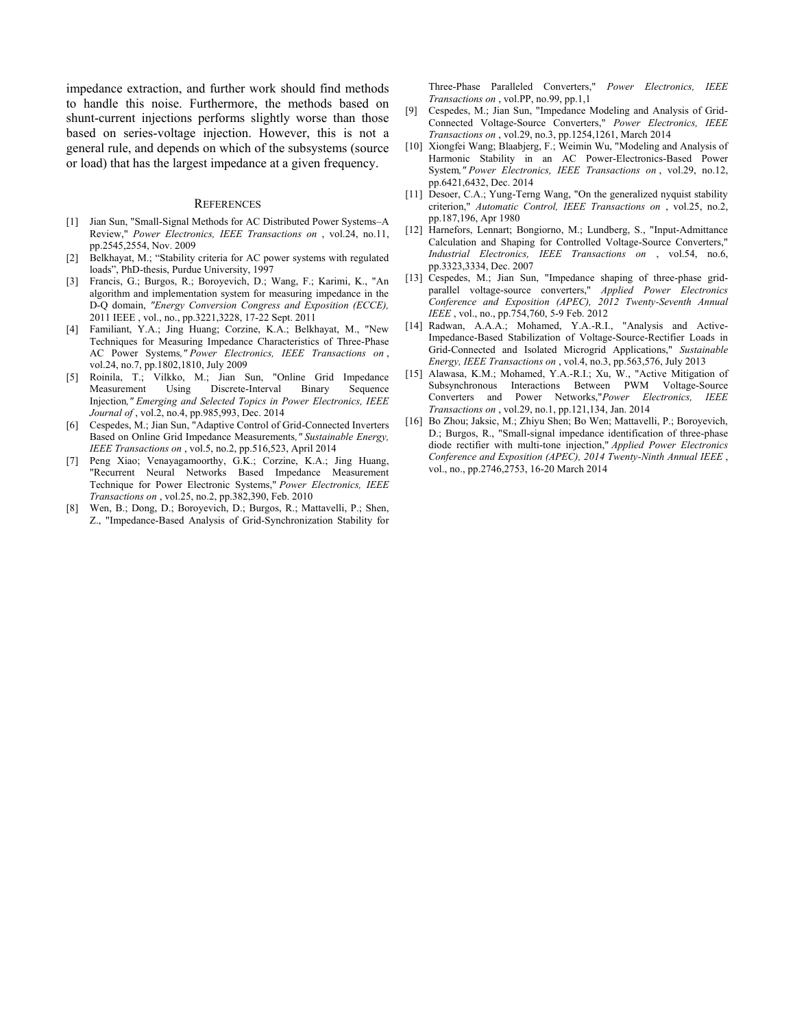impedance extraction, and further work should find methods to handle this noise. Furthermore, the methods based on shunt-current injections performs slightly worse than those based on series-voltage injection. However, this is not a general rule, and depends on which of the subsystems (source or load) that has the largest impedance at a given frequency.

## REFERENCES

[1] Jian Sun, "Small-Signal Methods for AC Distributed Power Systems–A Review," *Power Electronics, IEEE Transactions on* , vol.24, no.11, pp.2545,2554, Nov. 2009

[2] Belkhayat, M.; "Stability criteria for AC power systems with regulated loads", PhD-thesis, Purdue University, 1997

[3] Francis, G.; Burgos, R.; Boroyevich, D.; Wang, F.; Karimi, K., "An algorithm and implementation system for measuring impedance in the D-Q domain, *"Energy Conversion Congress and Exposition (ECCE),* 2011 IEEE , vol., no., pp.3221,3228, 17-22 Sept. 2011

[4] Familiant, Y.A.; Jing Huang; Corzine, K.A.; Belkhayat, M., "New Techniques for Measuring Impedance Characteristics of Three-Phase AC Power Systems*," Power Electronics, IEEE Transactions on* , vol.24, no.7, pp.1802,1810, July 2009

[5] Roinila, T.; Vilkko, M.; Jian Sun, "Online Grid Impedance Measurement Using Discrete-Interval Binary Sequence Injection*," Emerging and Selected Topics in Power Electronics, IEEE Journal of* , vol.2, no.4, pp.985,993, Dec. 2014

[6] Cespedes, M.; Jian Sun, "Adaptive Control of Grid-Connected Inverters Based on Online Grid Impedance Measurements*," Sustainable Energy, IEEE Transactions on* , vol.5, no.2, pp.516,523, April 2014

[7] Peng Xiao; Venayagamoorthy, G.K.; Corzine, K.A.; Jing Huang, "Recurrent Neural Networks Based Impedance Measurement Technique for Power Electronic Systems," *Power Electronics, IEEE Transactions on* , vol.25, no.2, pp.382,390, Feb. 2010

[8] Wen, B.; Dong, D.; Boroyevich, D.; Burgos, R.; Mattavelli, P.; Shen, Z., "Impedance-Based Analysis of Grid-Synchronization Stability for Three-Phase Paralleled Converters," *Power Electronics, IEEE Transactions on* , vol.PP, no.99, pp.1,1

[9] Cespedes, M.; Jian Sun, "Impedance Modeling and Analysis of Grid-Connected Voltage-Source Converters," *Power Electronics, IEEE Transactions on* , vol.29, no.3, pp.1254,1261, March 2014

[10] Xiongfei Wang; Blaabjerg, F.; Weimin Wu, "Modeling and Analysis of Harmonic Stability in an AC Power-Electronics-Based Power System*," Power Electronics, IEEE Transactions on* , vol.29, no.12, pp.6421,6432, Dec. 2014

[11] Desoer, C.A.; Yung-Terng Wang, "On the generalized nyquist stability criterion," *Automatic Control, IEEE Transactions on* , vol.25, no.2, pp.187,196, Apr 1980

[12] Harnefors, Lennart; Bongiorno, M.; Lundberg, S., "Input-Admittance Calculation and Shaping for Controlled Voltage-Source Converters," *Industrial Electronics, IEEE Transactions on* , vol.54, no.6, pp.3323,3334, Dec. 2007

[13] Cespedes, M.; Jian Sun, "Impedance shaping of three-phase grid-parallel voltage-source converters," *Applied Power Electronics Conference and Exposition (APEC), 2012 Twenty-Seventh Annual IEEE* , vol., no., pp.754,760, 5-9 Feb. 2012

[14] Radwan, A.A.A.; Mohamed, Y.A.-R.I., "Analysis and Active-Impedance-Based Stabilization of Voltage-Source-Rectifier Loads in Grid-Connected and Isolated Microgrid Applications," *Sustainable Energy, IEEE Transactions on* , vol.4, no.3, pp.563,576, July 2013

[15] Alawasa, K.M.; Mohamed, Y.A.-R.I.; Xu, W., "Active Mitigation of Subsynchronous Interactions Between PWM Voltage-Source Converters and Power Networks,"*Power Electronics, IEEE Transactions on* , vol.29, no.1, pp.121,134, Jan. 2014

[16] Bo Zhou; Jaksic, M.; Zhiyu Shen; Bo Wen; Mattavelli, P.; Boroyevich, D.; Burgos, R., "Small-signal impedance identification of three-phase diode rectifier with multi-tone injection," *Applied Power Electronics Conference and Exposition (APEC), 2014 Twenty-Ninth Annual IEEE* , vol., no., pp.2746,2753, 16-20 March 2014